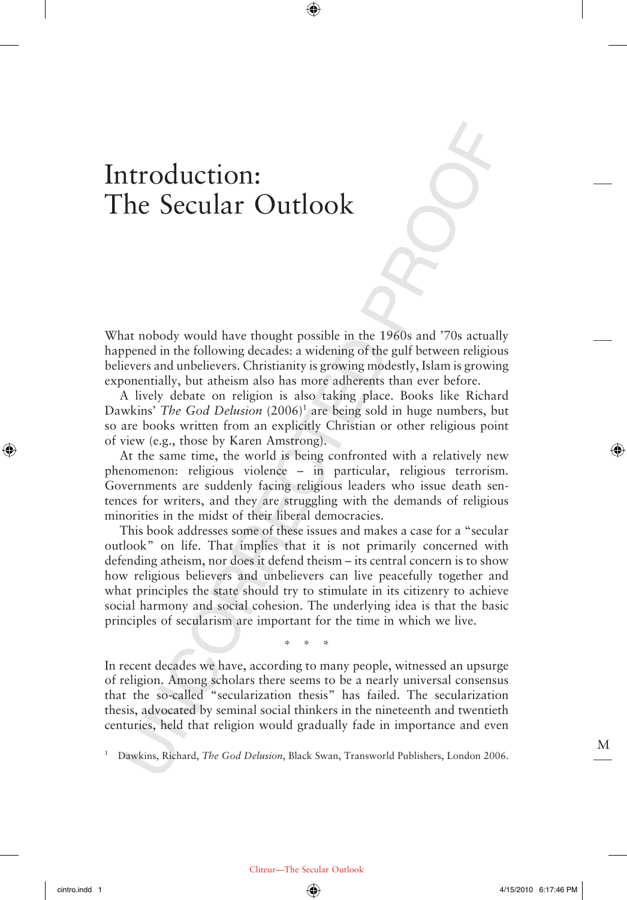# Introduction: The Secular Outlook

What nobody would have thought possible in the 1960s and '70s actually happened in the following decades: a widening of the gulf between religious believers and unbelievers. Christianity is growing modestly, Islam is growing exponentially, but atheism also has more adherents than ever before.

A lively debate on religion is also taking place. Books like Richard Dawkins' *The God Delusion* (2006)[1] are being sold in huge numbers, but so are books written from an explicitly Christian or other religious point of view (e.g., those by Karen Armstrong).

At the same time, the world is being confronted with a relatively new phenomenon: religious violence – in particular, religious terrorism. Governments are suddenly facing religious leaders who issue death sentences for writers, and they are struggling with the demands of religious minorities in the midst of their liberal democracies.

This book addresses some of these issues and makes a case for a "secular outlook" on life. That implies that it is not primarily concerned with defending atheism, nor does it defend theism – its central concern is to show how religious believers and unbelievers can live peacefully together and what principles the state should try to stimulate in its citizenry to achieve social harmony and social cohesion. The underlying idea is that the basic principles of secularism are important for the time in which we live.

\* \* \*

In recent decades we have, according to many people, witnessed an upsurge of religion. Among scholars there seems to be a nearly universal consensus that the so-called "secularization thesis" has failed. The secularization thesis, advocated by seminal social thinkers in the nineteenth and twentieth centuries, held that religion would gradually fade in importance and even

[1] Dawkins, Richard, *The God Delusion*, Black Swan, Transworld Publishers, London 2006.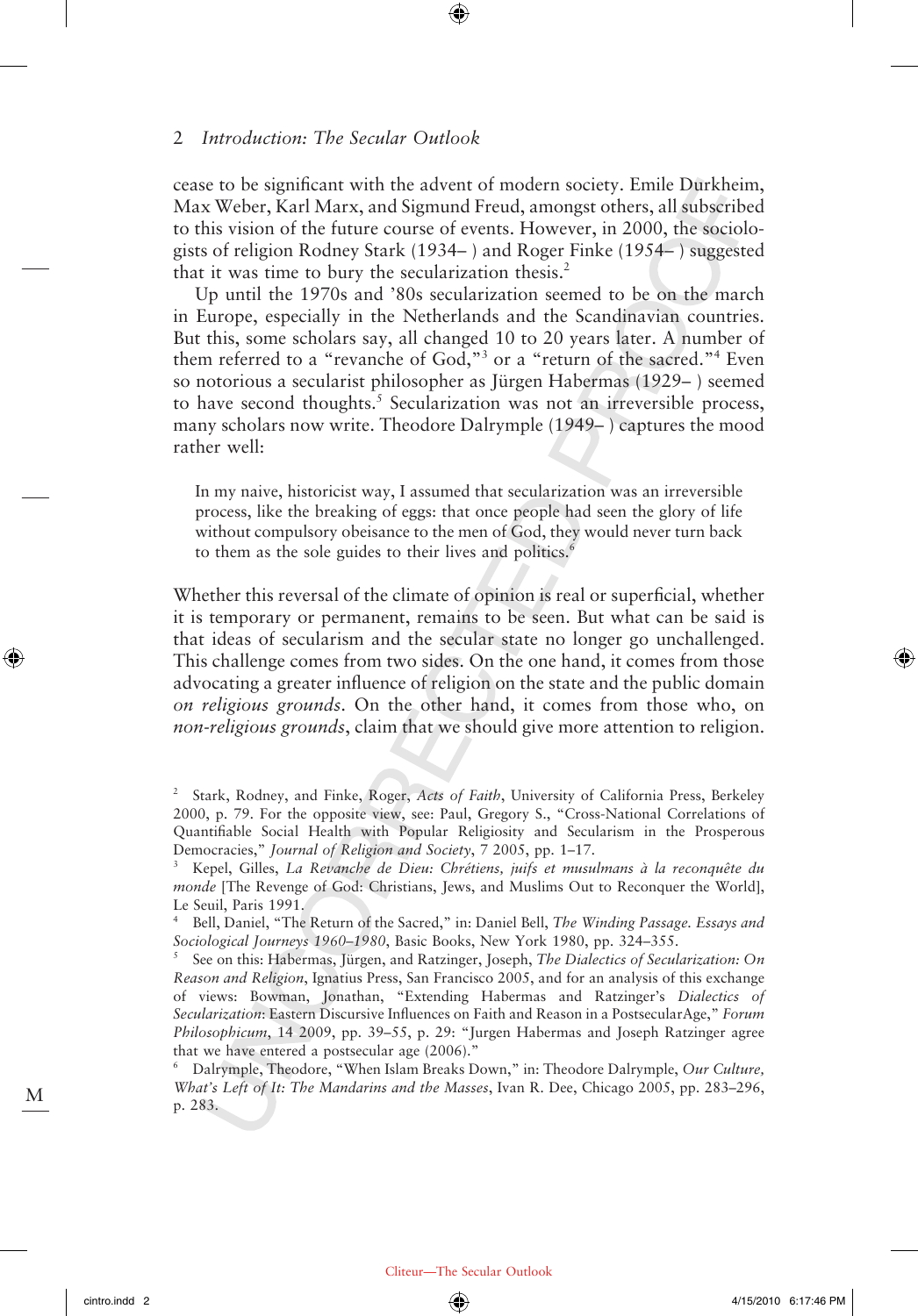cease to be significant with the advent of modern society. Emile Durkheim, Max Weber, Karl Marx, and Sigmund Freud, amongst others, all subscribed to this vision of the future course of events. However, in 2000, the sociologists of religion Rodney Stark (1934– ) and Roger Finke (1954– ) suggested that it was time to bury the secularization thesis.[2]

Up until the 1970s and '80s secularization seemed to be on the march in Europe, especially in the Netherlands and the Scandinavian countries. But this, some scholars say, all changed 10 to 20 years later. A number of them referred to a "revanche of God,"[3] or a "return of the sacred."[4] Even so notorious a secularist philosopher as Jürgen Habermas (1929– ) seemed to have second thoughts.[5] Secularization was not an irreversible process, many scholars now write. Theodore Dalrymple (1949– ) captures the mood rather well:

> In my naive, historicist way, I assumed that secularization was an irreversible process, like the breaking of eggs: that once people had seen the glory of life without compulsory obeisance to the men of God, they would never turn back to them as the sole guides to their lives and politics.[6]

Whether this reversal of the climate of opinion is real or superficial, whether it is temporary or permanent, remains to be seen. But what can be said is that ideas of secularism and the secular state no longer go unchallenged. This challenge comes from two sides. On the one hand, it comes from those advocating a greater influence of religion on the state and the public domain *on religious grounds*. On the other hand, it comes from those who, on *non-religious grounds*, claim that we should give more attention to religion.

---

[2] Stark, Rodney, and Finke, Roger, *Acts of Faith*, University of California Press, Berkeley 2000, p. 79. For the opposite view, see: Paul, Gregory S., "Cross-National Correlations of Quantifiable Social Health with Popular Religiosity and Secularism in the Prosperous Democracies," *Journal of Religion and Society*, 7 2005, pp. 1–17.

[3] Kepel, Gilles, *La Revanche de Dieu: Chrétiens, juifs et musulmans à la reconquête du monde* [The Revenge of God: Christians, Jews, and Muslims Out to Reconquer the World], Le Seuil, Paris 1991.

[4] Bell, Daniel, "The Return of the Sacred," in: Daniel Bell, *The Winding Passage. Essays and Sociological Journeys 1960–1980*, Basic Books, New York 1980, pp. 324–355.

[5] See on this: Habermas, Jürgen, and Ratzinger, Joseph, *The Dialectics of Secularization: On Reason and Religion*, Ignatius Press, San Francisco 2005, and for an analysis of this exchange of views: Bowman, Jonathan, "Extending Habermas and Ratzinger's *Dialectics of Secularization*: Eastern Discursive Influences on Faith and Reason in a PostsecularAge," *Forum Philosophicum*, 14 2009, pp. 39–55, p. 29: "Jurgen Habermas and Joseph Ratzinger agree that we have entered a postsecular age (2006)."

[6] Dalrymple, Theodore, "When Islam Breaks Down," in: Theodore Dalrymple, *Our Culture, What's Left of It: The Mandarins and the Masses*, Ivan R. Dee, Chicago 2005, pp. 283–296, p. 283.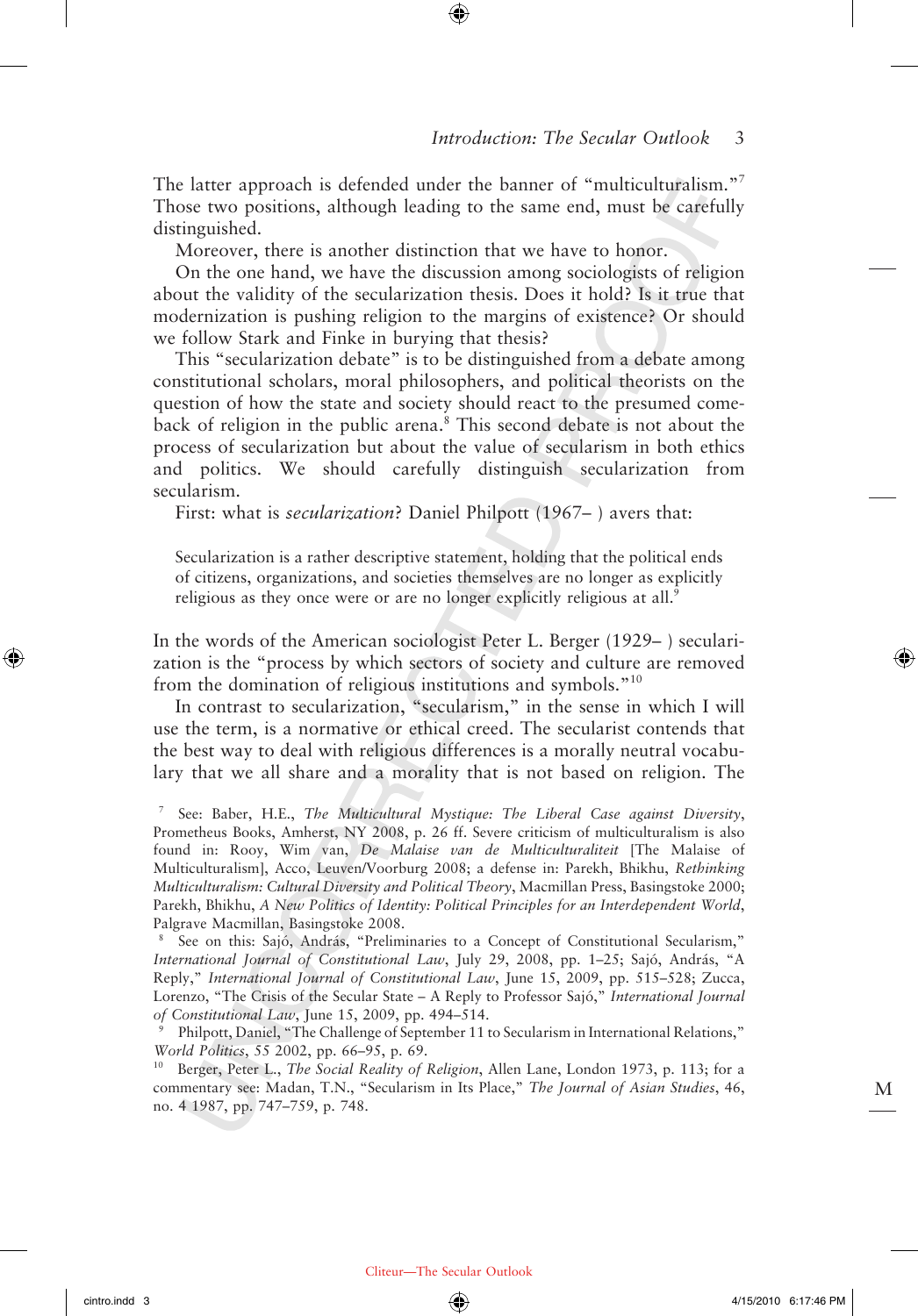The latter approach is defended under the banner of "multiculturalism."[7] Those two positions, although leading to the same end, must be carefully distinguished.

Moreover, there is another distinction that we have to honor.

On the one hand, we have the discussion among sociologists of religion about the validity of the secularization thesis. Does it hold? Is it true that modernization is pushing religion to the margins of existence? Or should we follow Stark and Finke in burying that thesis?

This "secularization debate" is to be distinguished from a debate among constitutional scholars, moral philosophers, and political theorists on the question of how the state and society should react to the presumed comeback of religion in the public arena.[8] This second debate is not about the process of secularization but about the value of secularism in both ethics and politics. We should carefully distinguish secularization from secularism.

First: what is *secularization*? Daniel Philpott (1967– ) avers that:

> Secularization is a rather descriptive statement, holding that the political ends of citizens, organizations, and societies themselves are no longer as explicitly religious as they once were or are no longer explicitly religious at all.[9]

In the words of the American sociologist Peter L. Berger (1929– ) secularization is the "process by which sectors of society and culture are removed from the domination of religious institutions and symbols."[10]

In contrast to secularization, "secularism," in the sense in which I will use the term, is a normative or ethical creed. The secularist contends that the best way to deal with religious differences is a morally neutral vocabulary that we all share and a morality that is not based on religion. The

---

[7] See: Baber, H.E., *The Multicultural Mystique: The Liberal Case against Diversity*, Prometheus Books, Amherst, NY 2008, p. 26 ff. Severe criticism of multiculturalism is also found in: Rooy, Wim van, *De Malaise van de Multiculturaliteit* [The Malaise of Multiculturalism], Acco, Leuven/Voorburg 2008; a defense in: Parekh, Bhikhu, *Rethinking Multiculturalism: Cultural Diversity and Political Theory*, Macmillan Press, Basingstoke 2000; Parekh, Bhikhu, *A New Politics of Identity: Political Principles for an Interdependent World*, Palgrave Macmillan, Basingstoke 2008.

[8] See on this: Sajó, András, "Preliminaries to a Concept of Constitutional Secularism," *International Journal of Constitutional Law*, July 29, 2008, pp. 1–25; Sajó, András, "A Reply," *International Journal of Constitutional Law*, June 15, 2009, pp. 515–528; Zucca, Lorenzo, "The Crisis of the Secular State – A Reply to Professor Sajó," *International Journal of Constitutional Law*, June 15, 2009, pp. 494–514.

[9] Philpott, Daniel, "The Challenge of September 11 to Secularism in International Relations," *World Politics*, 55 2002, pp. 66–95, p. 69.

[10] Berger, Peter L., *The Social Reality of Religion*, Allen Lane, London 1973, p. 113; for a commentary see: Madan, T.N., "Secularism in Its Place," *The Journal of Asian Studies*, 46, no. 4 1987, pp. 747–759, p. 748.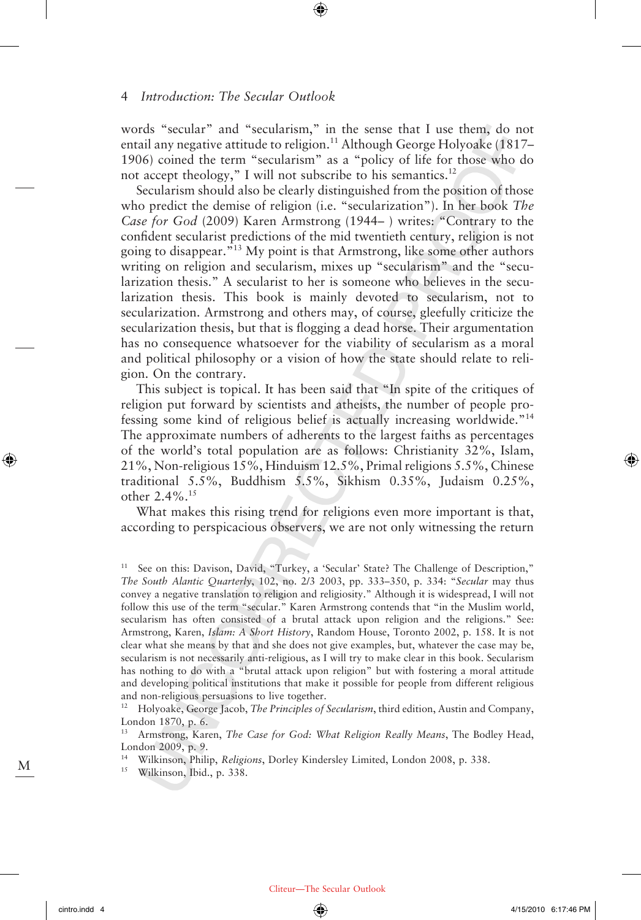words "secular" and "secularism," in the sense that I use them, do not entail any negative attitude to religion.[11] Although George Holyoake (1817–1906) coined the term "secularism" as a "policy of life for those who do not accept theology," I will not subscribe to his semantics.[12]

Secularism should also be clearly distinguished from the position of those who predict the demise of religion (i.e. "secularization"). In her book *The Case for God* (2009) Karen Armstrong (1944– ) writes: "Contrary to the confident secularist predictions of the mid twentieth century, religion is not going to disappear."[13] My point is that Armstrong, like some other authors writing on religion and secularism, mixes up "secularism" and the "secularization thesis." A secularist to her is someone who believes in the secularization thesis. This book is mainly devoted to secularism, not to secularization. Armstrong and others may, of course, gleefully criticize the secularization thesis, but that is flogging a dead horse. Their argumentation has no consequence whatsoever for the viability of secularism as a moral and political philosophy or a vision of how the state should relate to religion. On the contrary.

This subject is topical. It has been said that "In spite of the critiques of religion put forward by scientists and atheists, the number of people professing some kind of religious belief is actually increasing worldwide."[14] The approximate numbers of adherents to the largest faiths as percentages of the world's total population are as follows: Christianity 32%, Islam, 21%, Non-religious 15%, Hinduism 12.5%, Primal religions 5.5%, Chinese traditional 5.5%, Buddhism 5.5%, Sikhism 0.35%, Judaism 0.25%, other 2.4%.[15]

What makes this rising trend for religions even more important is that, according to perspicacious observers, we are not only witnessing the return

---

[11] See on this: Davison, David, "Turkey, a 'Secular' State? The Challenge of Description," *The South Atlantic Quarterly*, 102, no. 2/3 2003, pp. 333–350, p. 334: "*Secular* may thus convey a negative translation to religion and religiosity." Although it is widespread, I will not follow this use of the term "secular." Karen Armstrong contends that "in the Muslim world, secularism has often consisted of a brutal attack upon religion and the religions." See: Armstrong, Karen, *Islam: A Short History*, Random House, Toronto 2002, p. 158. It is not clear what she means by that and she does not give examples, but, whatever the case may be, secularism is not necessarily anti-religious, as I will try to make clear in this book. Secularism has nothing to do with a "brutal attack upon religion" but with fostering a moral attitude and developing political institutions that make it possible for people from different religious and non-religious persuasions to live together.

[12] Holyoake, George Jacob, *The Principles of Secularism*, third edition, Austin and Company, London 1870, p. 6.

[13] Armstrong, Karen, *The Case for God: What Religion Really Means*, The Bodley Head, London 2009, p. 9.

[14] Wilkinson, Philip, *Religions*, Dorley Kindersley Limited, London 2008, p. 338.

[15] Wilkinson, Ibid., p. 338.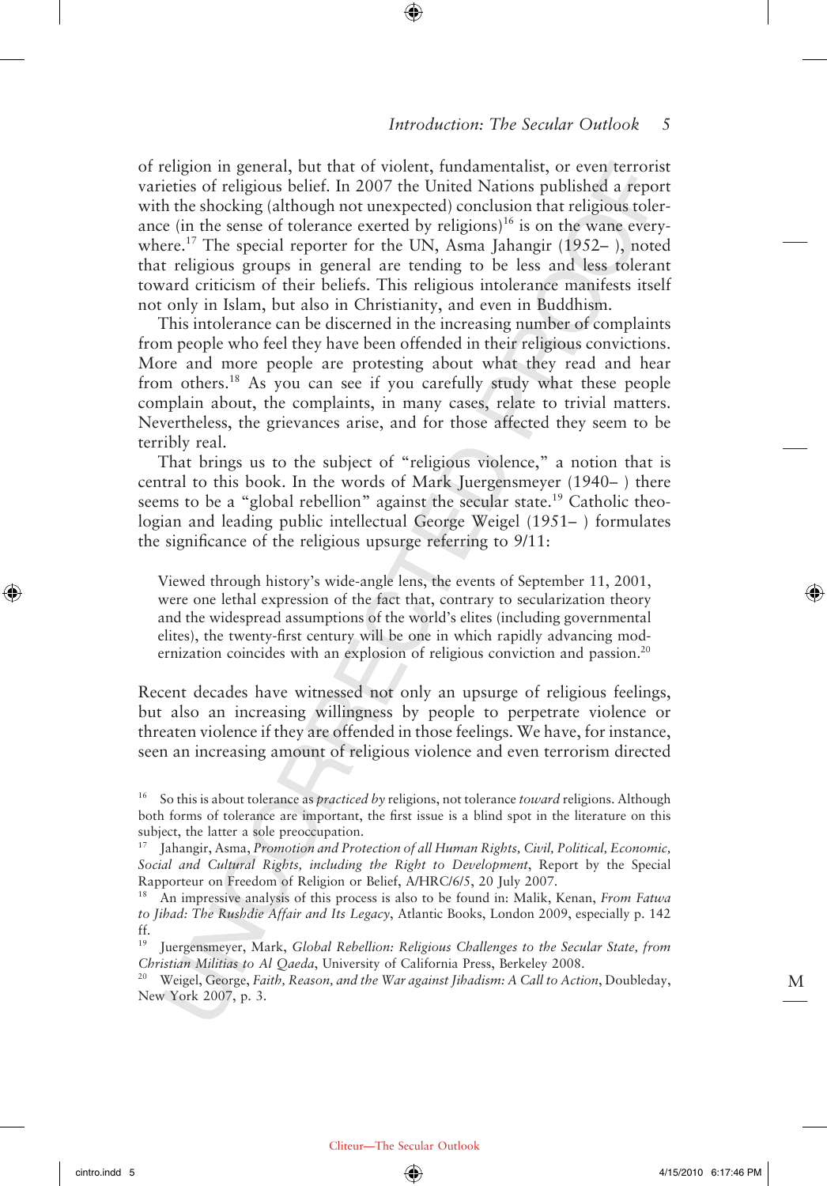of religion in general, but that of violent, fundamentalist, or even terrorist varieties of religious belief. In 2007 the United Nations published a report with the shocking (although not unexpected) conclusion that religious tolerance (in the sense of tolerance exerted by religions)[16] is on the wane everywhere.[17] The special reporter for the UN, Asma Jahangir (1952– ), noted that religious groups in general are tending to be less and less tolerant toward criticism of their beliefs. This religious intolerance manifests itself not only in Islam, but also in Christianity, and even in Buddhism.

This intolerance can be discerned in the increasing number of complaints from people who feel they have been offended in their religious convictions. More and more people are protesting about what they read and hear from others.[18] As you can see if you carefully study what these people complain about, the complaints, in many cases, relate to trivial matters. Nevertheless, the grievances arise, and for those affected they seem to be terribly real.

That brings us to the subject of "religious violence," a notion that is central to this book. In the words of Mark Juergensmeyer (1940– ) there seems to be a "global rebellion" against the secular state.[19] Catholic theologian and leading public intellectual George Weigel (1951– ) formulates the significance of the religious upsurge referring to 9/11:

> Viewed through history's wide-angle lens, the events of September 11, 2001, were one lethal expression of the fact that, contrary to secularization theory and the widespread assumptions of the world's elites (including governmental elites), the twenty-first century will be one in which rapidly advancing modernization coincides with an explosion of religious conviction and passion.[20]

Recent decades have witnessed not only an upsurge of religious feelings, but also an increasing willingness by people to perpetrate violence or threaten violence if they are offended in those feelings. We have, for instance, seen an increasing amount of religious violence and even terrorism directed

---

[16] So this is about tolerance as *practiced by* religions, not tolerance *toward* religions. Although both forms of tolerance are important, the first issue is a blind spot in the literature on this subject, the latter a sole preoccupation.

[17] Jahangir, Asma, *Promotion and Protection of all Human Rights, Civil, Political, Economic, Social and Cultural Rights, including the Right to Development*, Report by the Special Rapporteur on Freedom of Religion or Belief, A/HRC/6/5, 20 July 2007.

[18] An impressive analysis of this process is also to be found in: Malik, Kenan, *From Fatwa to Jihad: The Rushdie Affair and Its Legacy*, Atlantic Books, London 2009, especially p. 142 ff.

[19] Juergensmeyer, Mark, *Global Rebellion: Religious Challenges to the Secular State, from Christian Militias to Al Qaeda*, University of California Press, Berkeley 2008.

[20] Weigel, George, *Faith, Reason, and the War against Jihadism: A Call to Action*, Doubleday, New York 2007, p. 3.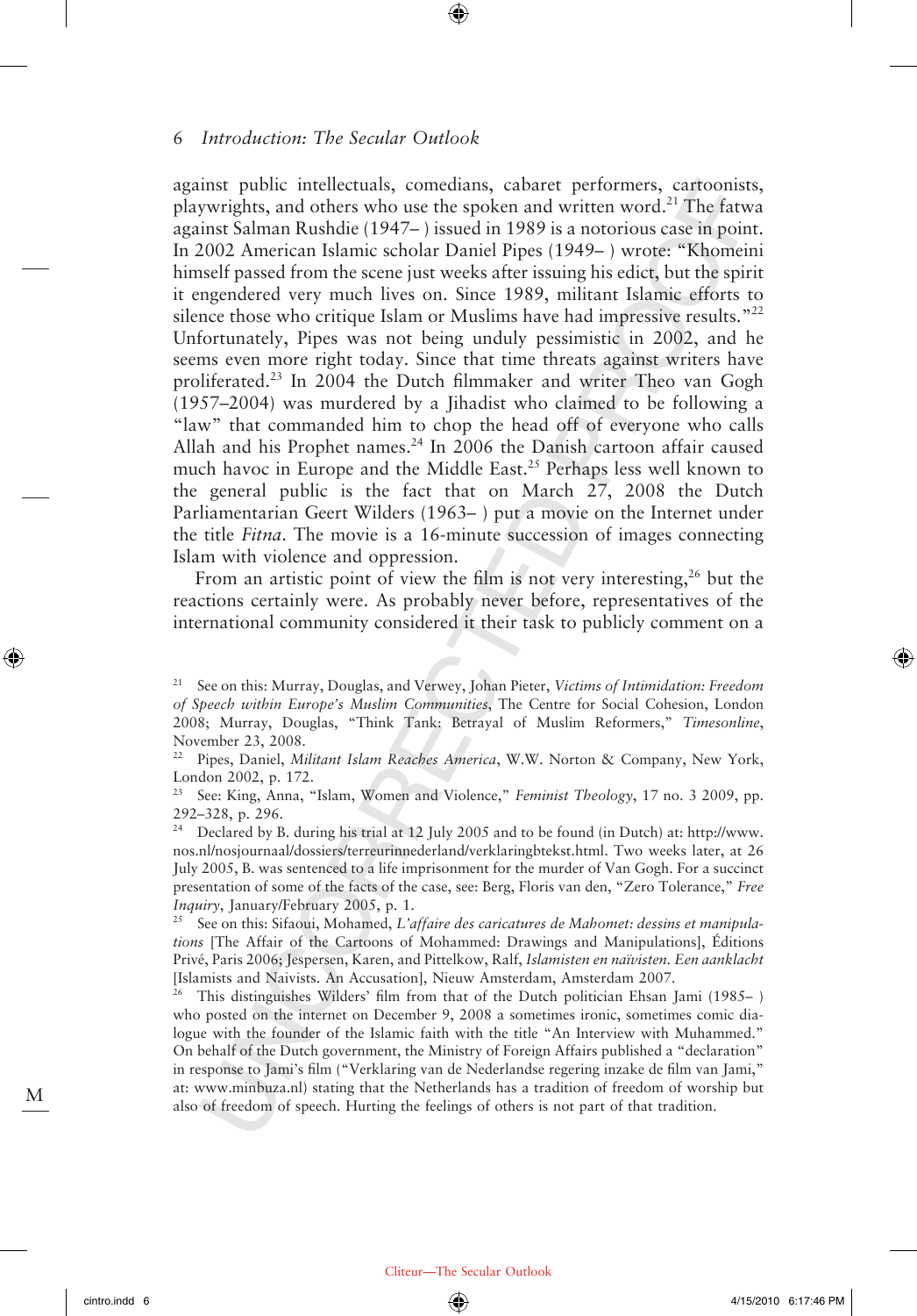against public intellectuals, comedians, cabaret performers, cartoonists, playwrights, and others who use the spoken and written word.[21] The fatwa against Salman Rushdie (1947– ) issued in 1989 is a notorious case in point. In 2002 American Islamic scholar Daniel Pipes (1949– ) wrote: "Khomeini himself passed from the scene just weeks after issuing his edict, but the spirit it engendered very much lives on. Since 1989, militant Islamic efforts to silence those who critique Islam or Muslims have had impressive results."[22] Unfortunately, Pipes was not being unduly pessimistic in 2002, and he seems even more right today. Since that time threats against writers have proliferated.[23] In 2004 the Dutch filmmaker and writer Theo van Gogh (1957–2004) was murdered by a Jihadist who claimed to be following a "law" that commanded him to chop the head off of everyone who calls Allah and his Prophet names.[24] In 2006 the Danish cartoon affair caused much havoc in Europe and the Middle East.[25] Perhaps less well known to the general public is the fact that on March 27, 2008 the Dutch Parliamentarian Geert Wilders (1963– ) put a movie on the Internet under the title *Fitna*. The movie is a 16-minute succession of images connecting Islam with violence and oppression.

From an artistic point of view the film is not very interesting,[26] but the reactions certainly were. As probably never before, representatives of the international community considered it their task to publicly comment on a

[21] See on this: Murray, Douglas, and Verwey, Johan Pieter, *Victims of Intimidation: Freedom of Speech within Europe's Muslim Communities*, The Centre for Social Cohesion, London 2008; Murray, Douglas, "Think Tank: Betrayal of Muslim Reformers," *Timesonline*, November 23, 2008.

[22] Pipes, Daniel, *Militant Islam Reaches America*, W.W. Norton & Company, New York, London 2002, p. 172.

[23] See: King, Anna, "Islam, Women and Violence," *Feminist Theology*, 17 no. 3 2009, pp. 292–328, p. 296.

[24] Declared by B. during his trial at 12 July 2005 and to be found (in Dutch) at: http://www.nos.nl/nosjournaal/dossiers/terreurinnederland/verklaringbtekst.html. Two weeks later, at 26 July 2005, B. was sentenced to a life imprisonment for the murder of Van Gogh. For a succinct presentation of some of the facts of the case, see: Berg, Floris van den, "Zero Tolerance," *Free Inquiry*, January/February 2005, p. 1.

[25] See on this: Sifaoui, Mohamed, *L'affaire des caricatures de Mahomet: dessins et manipulations* [The Affair of the Cartoons of Mohammed: Drawings and Manipulations], Éditions Privé, Paris 2006; Jespersen, Karen, and Pittelkow, Ralf, *Islamisten en naïvisten. Een aanklacht* [Islamists and Naivists. An Accusation], Nieuw Amsterdam, Amsterdam 2007.

[26] This distinguishes Wilders' film from that of the Dutch politician Ehsan Jami (1985– ) who posted on the internet on December 9, 2008 a sometimes ironic, sometimes comic dialogue with the founder of the Islamic faith with the title "An Interview with Muhammed." On behalf of the Dutch government, the Ministry of Foreign Affairs published a "declaration" in response to Jami's film ("Verklaring van de Nederlandse regering inzake de film van Jami," at: www.minbuza.nl) stating that the Netherlands has a tradition of freedom of worship but also of freedom of speech. Hurting the feelings of others is not part of that tradition.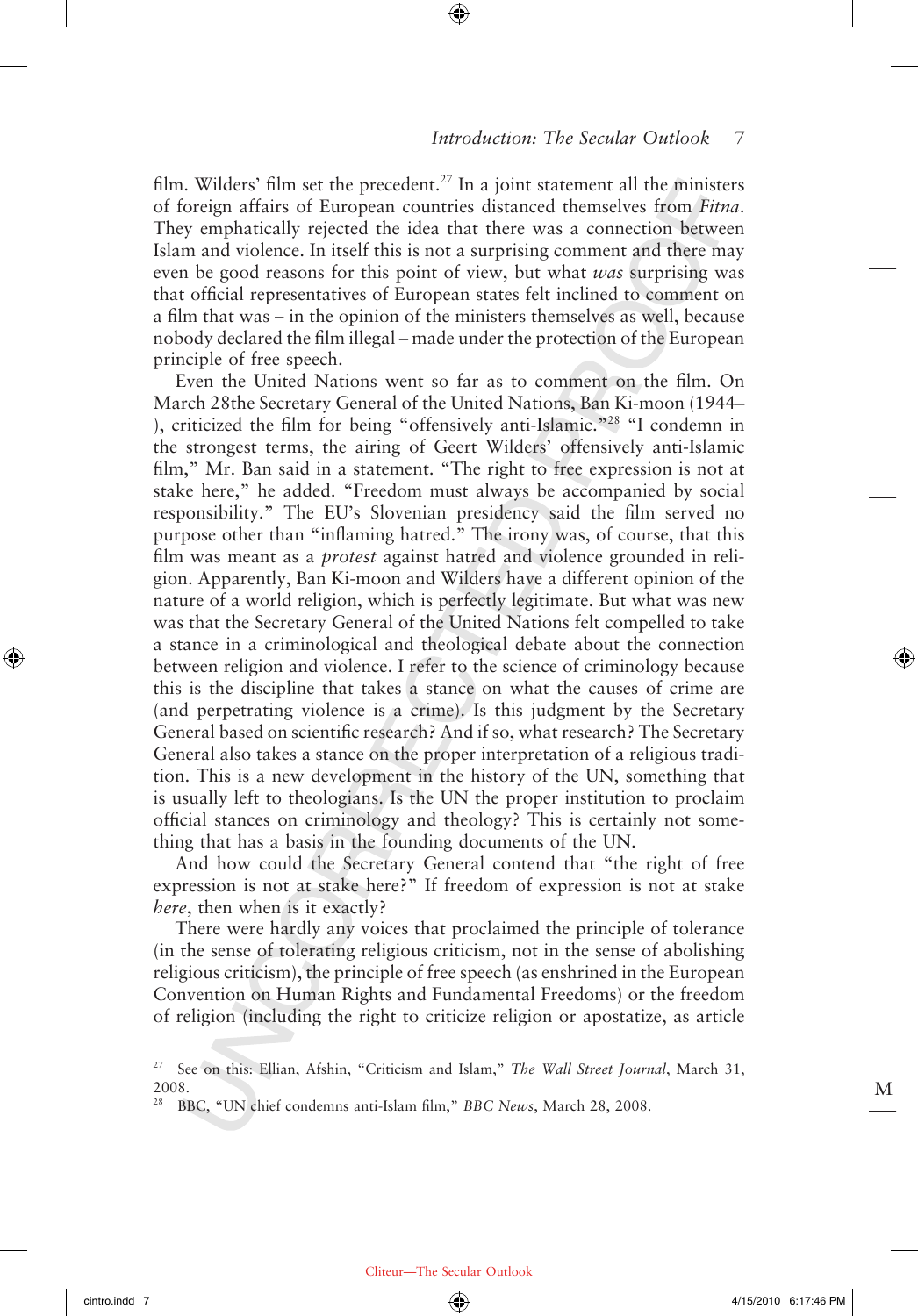film. Wilders' film set the precedent.[27] In a joint statement all the ministers of foreign affairs of European countries distanced themselves from *Fitna*. They emphatically rejected the idea that there was a connection between Islam and violence. In itself this is not a surprising comment and there may even be good reasons for this point of view, but what *was* surprising was that official representatives of European states felt inclined to comment on a film that was – in the opinion of the ministers themselves as well, because nobody declared the film illegal – made under the protection of the European principle of free speech.

Even the United Nations went so far as to comment on the film. On March 28the Secretary General of the United Nations, Ban Ki-moon (1944– ), criticized the film for being "offensively anti-Islamic."[28] "I condemn in the strongest terms, the airing of Geert Wilders' offensively anti-Islamic film," Mr. Ban said in a statement. "The right to free expression is not at stake here," he added. "Freedom must always be accompanied by social responsibility." The EU's Slovenian presidency said the film served no purpose other than "inflaming hatred." The irony was, of course, that this film was meant as a *protest* against hatred and violence grounded in religion. Apparently, Ban Ki-moon and Wilders have a different opinion of the nature of a world religion, which is perfectly legitimate. But what was new was that the Secretary General of the United Nations felt compelled to take a stance in a criminological and theological debate about the connection between religion and violence. I refer to the science of criminology because this is the discipline that takes a stance on what the causes of crime are (and perpetrating violence is a crime). Is this judgment by the Secretary General based on scientific research? And if so, what research? The Secretary General also takes a stance on the proper interpretation of a religious tradition. This is a new development in the history of the UN, something that is usually left to theologians. Is the UN the proper institution to proclaim official stances on criminology and theology? This is certainly not something that has a basis in the founding documents of the UN.

And how could the Secretary General contend that "the right of free expression is not at stake here?" If freedom of expression is not at stake *here*, then when is it exactly?

There were hardly any voices that proclaimed the principle of tolerance (in the sense of tolerating religious criticism, not in the sense of abolishing religious criticism), the principle of free speech (as enshrined in the European Convention on Human Rights and Fundamental Freedoms) or the freedom of religion (including the right to criticize religion or apostatize, as article

[27] See on this: Ellian, Afshin, "Criticism and Islam," *The Wall Street Journal*, March 31, 2008.

[28] BBC, "UN chief condemns anti-Islam film," *BBC News*, March 28, 2008.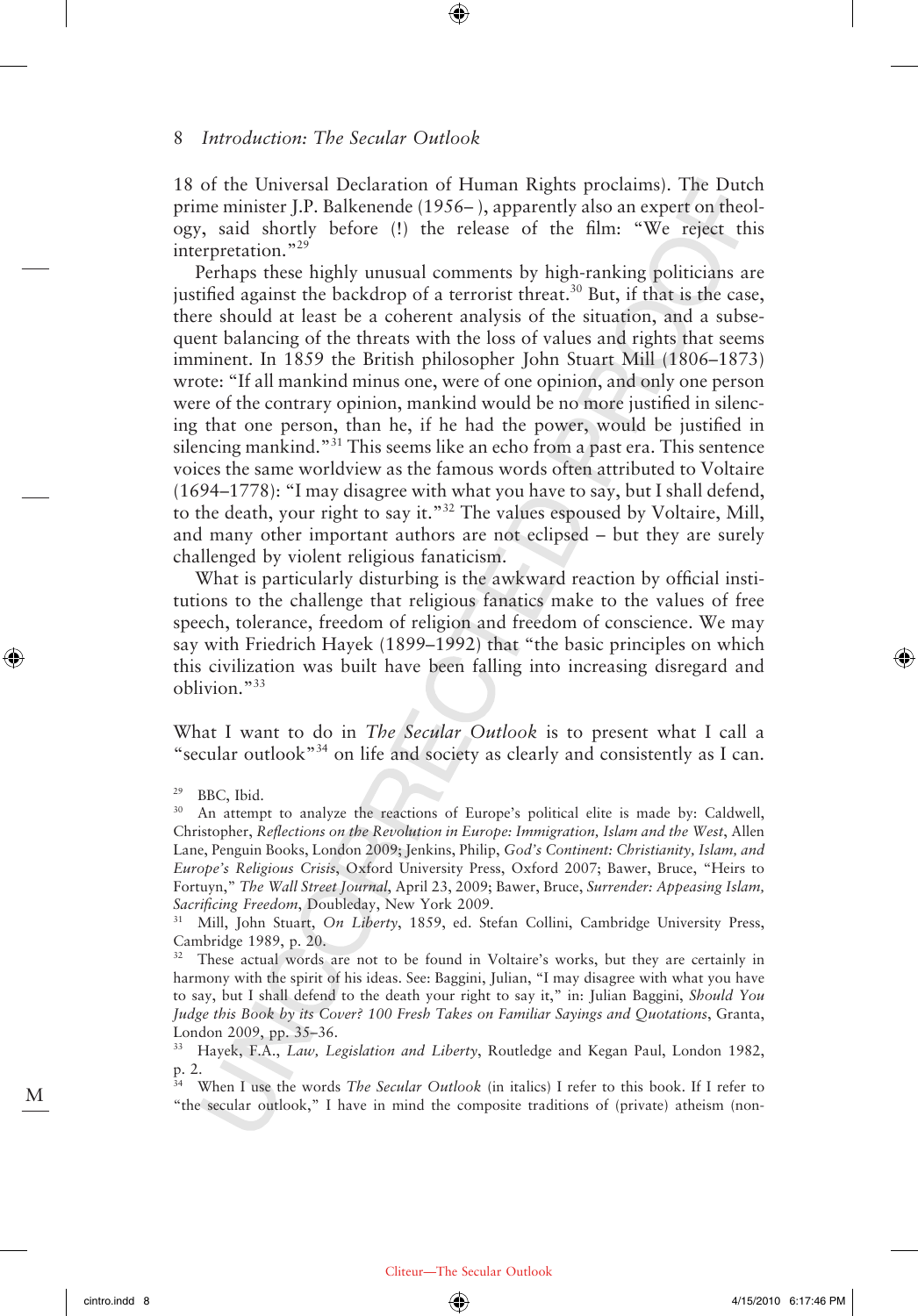18 of the Universal Declaration of Human Rights proclaims). The Dutch prime minister J.P. Balkenende (1956– ), apparently also an expert on theology, said shortly before (!) the release of the film: "We reject this interpretation."[29]

Perhaps these highly unusual comments by high-ranking politicians are justified against the backdrop of a terrorist threat.[30] But, if that is the case, there should at least be a coherent analysis of the situation, and a subsequent balancing of the threats with the loss of values and rights that seems imminent. In 1859 the British philosopher John Stuart Mill (1806–1873) wrote: "If all mankind minus one, were of one opinion, and only one person were of the contrary opinion, mankind would be no more justified in silencing that one person, than he, if he had the power, would be justified in silencing mankind."[31] This seems like an echo from a past era. This sentence voices the same worldview as the famous words often attributed to Voltaire (1694–1778): "I may disagree with what you have to say, but I shall defend, to the death, your right to say it."[32] The values espoused by Voltaire, Mill, and many other important authors are not eclipsed – but they are surely challenged by violent religious fanaticism.

What is particularly disturbing is the awkward reaction by official institutions to the challenge that religious fanatics make to the values of free speech, tolerance, freedom of religion and freedom of conscience. We may say with Friedrich Hayek (1899–1992) that "the basic principles on which this civilization was built have been falling into increasing disregard and oblivion."[33]

What I want to do in *The Secular Outlook* is to present what I call a "secular outlook"[34] on life and society as clearly and consistently as I can.

---

[29] BBC, Ibid.

[30] An attempt to analyze the reactions of Europe's political elite is made by: Caldwell, Christopher, *Reflections on the Revolution in Europe: Immigration, Islam and the West*, Allen Lane, Penguin Books, London 2009; Jenkins, Philip, *God's Continent: Christianity, Islam, and Europe's Religious Crisis*, Oxford University Press, Oxford 2007; Bawer, Bruce, "Heirs to Fortuyn," *The Wall Street Journal*, April 23, 2009; Bawer, Bruce, *Surrender: Appeasing Islam, Sacrificing Freedom*, Doubleday, New York 2009.

[31] Mill, John Stuart, *On Liberty*, 1859, ed. Stefan Collini, Cambridge University Press, Cambridge 1989, p. 20.

[32] These actual words are not to be found in Voltaire's works, but they are certainly in harmony with the spirit of his ideas. See: Baggini, Julian, "I may disagree with what you have to say, but I shall defend to the death your right to say it," in: Julian Baggini, *Should You Judge this Book by its Cover? 100 Fresh Takes on Familiar Sayings and Quotations*, Granta, London 2009, pp. 35–36.

[33] Hayek, F.A., *Law, Legislation and Liberty*, Routledge and Kegan Paul, London 1982, p. 2.

[34] When I use the words *The Secular Outlook* (in italics) I refer to this book. If I refer to "the secular outlook," I have in mind the composite traditions of (private) atheism (non-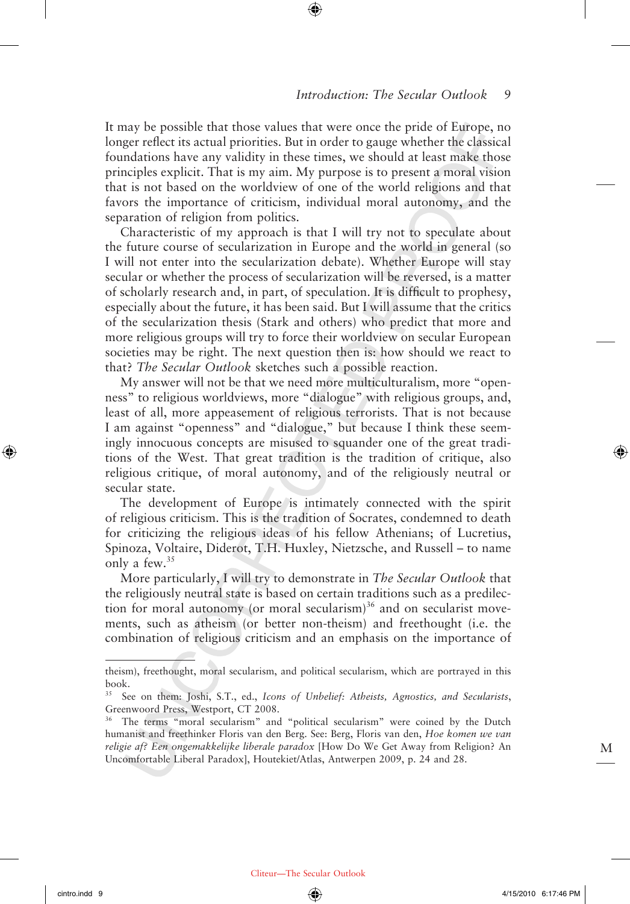It may be possible that those values that were once the pride of Europe, no longer reflect its actual priorities. But in order to gauge whether the classical foundations have any validity in these times, we should at least make those principles explicit. That is my aim. My purpose is to present a moral vision that is not based on the worldview of one of the world religions and that favors the importance of criticism, individual moral autonomy, and the separation of religion from politics.

Characteristic of my approach is that I will try not to speculate about the future course of secularization in Europe and the world in general (so I will not enter into the secularization debate). Whether Europe will stay secular or whether the process of secularization will be reversed, is a matter of scholarly research and, in part, of speculation. It is difficult to prophesy, especially about the future, it has been said. But I will assume that the critics of the secularization thesis (Stark and others) who predict that more and more religious groups will try to force their worldview on secular European societies may be right. The next question then is: how should we react to that? *The Secular Outlook* sketches such a possible reaction.

My answer will not be that we need more multiculturalism, more "openness" to religious worldviews, more "dialogue" with religious groups, and, least of all, more appeasement of religious terrorists. That is not because I am against "openness" and "dialogue," but because I think these seemingly innocuous concepts are misused to squander one of the great traditions of the West. That great tradition is the tradition of critique, also religious critique, of moral autonomy, and of the religiously neutral or secular state.

The development of Europe is intimately connected with the spirit of religious criticism. This is the tradition of Socrates, condemned to death for criticizing the religious ideas of his fellow Athenians; of Lucretius, Spinoza, Voltaire, Diderot, T.H. Huxley, Nietzsche, and Russell – to name only a few.[35]

More particularly, I will try to demonstrate in *The Secular Outlook* that the religiously neutral state is based on certain traditions such as a predilection for moral autonomy (or moral secularism)[36] and on secularist movements, such as atheism (or better non-theism) and freethought (i.e. the combination of religious criticism and an emphasis on the importance of

---

theism), freethought, moral secularism, and political secularism, which are portrayed in this book.

[35] See on them: Joshi, S.T., ed., *Icons of Unbelief: Atheists, Agnostics, and Secularists*, Greenwood Press, Westport, CT 2008.

[36] The terms "moral secularism" and "political secularism" were coined by the Dutch humanist and freethinker Floris van den Berg. See: Berg, Floris van den, *Hoe komen we van religie af? Een ongemakkelijke liberale paradox* [How Do We Get Away from Religion? An Uncomfortable Liberal Paradox], Houtekiet/Atlas, Antwerpen 2009, p. 24 and 28.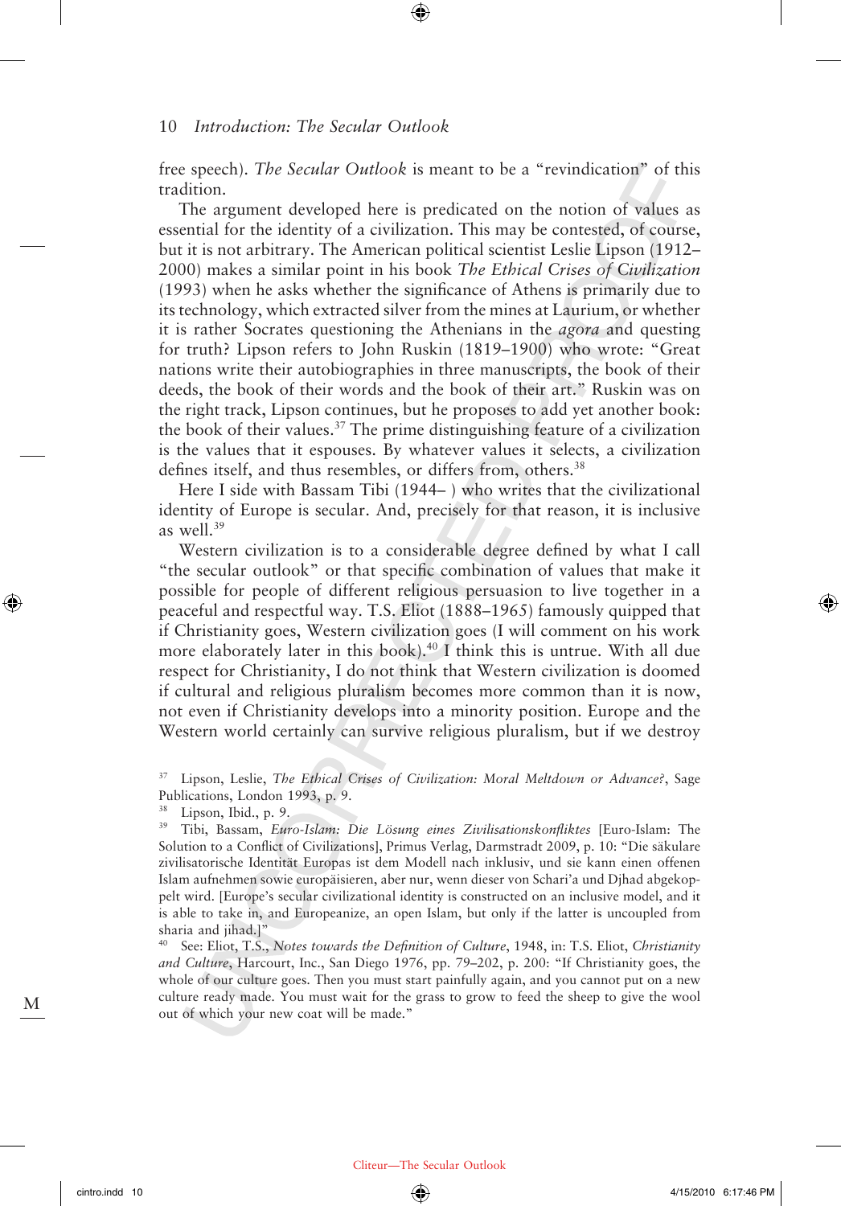free speech). *The Secular Outlook* is meant to be a "revindication" of this tradition.

The argument developed here is predicated on the notion of values as essential for the identity of a civilization. This may be contested, of course, but it is not arbitrary. The American political scientist Leslie Lipson (1912–2000) makes a similar point in his book *The Ethical Crises of Civilization* (1993) when he asks whether the significance of Athens is primarily due to its technology, which extracted silver from the mines at Laurium, or whether it is rather Socrates questioning the Athenians in the *agora* and questing for truth? Lipson refers to John Ruskin (1819–1900) who wrote: "Great nations write their autobiographies in three manuscripts, the book of their deeds, the book of their words and the book of their art." Ruskin was on the right track, Lipson continues, but he proposes to add yet another book: the book of their values.[37] The prime distinguishing feature of a civilization is the values that it espouses. By whatever values it selects, a civilization defines itself, and thus resembles, or differs from, others.[38]

Here I side with Bassam Tibi (1944– ) who writes that the civilizational identity of Europe is secular. And, precisely for that reason, it is inclusive as well.[39]

Western civilization is to a considerable degree defined by what I call "the secular outlook" or that specific combination of values that make it possible for people of different religious persuasion to live together in a peaceful and respectful way. T.S. Eliot (1888–1965) famously quipped that if Christianity goes, Western civilization goes (I will comment on his work more elaborately later in this book).[40] I think this is untrue. With all due respect for Christianity, I do not think that Western civilization is doomed if cultural and religious pluralism becomes more common than it is now, not even if Christianity develops into a minority position. Europe and the Western world certainly can survive religious pluralism, but if we destroy

[37] Lipson, Leslie, *The Ethical Crises of Civilization: Moral Meltdown or Advance?*, Sage Publications, London 1993, p. 9.

[38] Lipson, Ibid., p. 9.

[39] Tibi, Bassam, *Euro-Islam: Die Lösung eines Zivilisationskonfliktes* [Euro-Islam: The Solution to a Conflict of Civilizations], Primus Verlag, Darmstradt 2009, p. 10: "Die säkulare zivilisatorische Identität Europas ist dem Modell nach inklusiv, und sie kann einen offenen Islam aufnehmen sowie europäisieren, aber nur, wenn dieser von Schari'a und Djhad abgekoppelt wird. [Europe's secular civilizational identity is constructed on an inclusive model, and it is able to take in, and Europeanize, an open Islam, but only if the latter is uncoupled from sharia and jihad.]"

[40] See: Eliot, T.S., *Notes towards the Definition of Culture*, 1948, in: T.S. Eliot, *Christianity and Culture*, Harcourt, Inc., San Diego 1976, pp. 79–202, p. 200: "If Christianity goes, the whole of our culture goes. Then you must start painfully again, and you cannot put on a new culture ready made. You must wait for the grass to grow to feed the sheep to give the wool out of which your new coat will be made."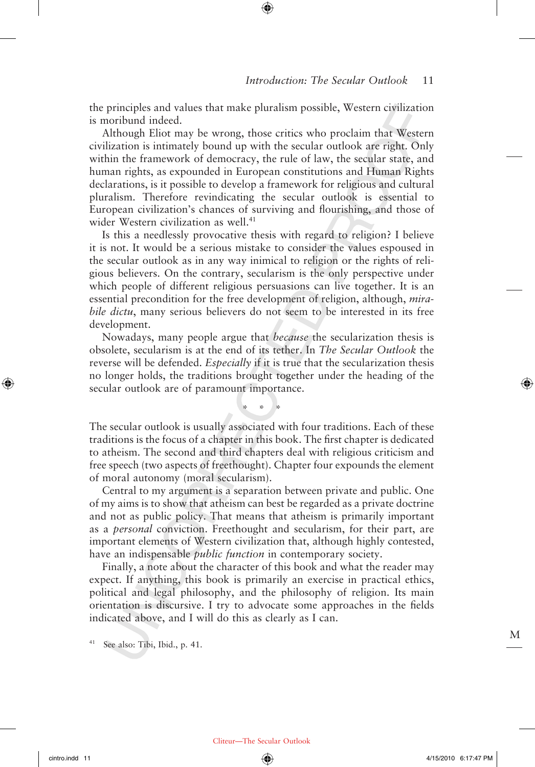the principles and values that make pluralism possible, Western civilization is moribund indeed.

Although Eliot may be wrong, those critics who proclaim that Western civilization is intimately bound up with the secular outlook are right. Only within the framework of democracy, the rule of law, the secular state, and human rights, as expounded in European constitutions and Human Rights declarations, is it possible to develop a framework for religious and cultural pluralism. Therefore revindicating the secular outlook is essential to European civilization's chances of surviving and flourishing, and those of wider Western civilization as well.[41]

Is this a needlessly provocative thesis with regard to religion? I believe it is not. It would be a serious mistake to consider the values espoused in the secular outlook as in any way inimical to religion or the rights of religious believers. On the contrary, secularism is the only perspective under which people of different religious persuasions can live together. It is an essential precondition for the free development of religion, although, *mirabile dictu*, many serious believers do not seem to be interested in its free development.

Nowadays, many people argue that *because* the secularization thesis is obsolete, secularism is at the end of its tether. In *The Secular Outlook* the reverse will be defended. *Especially* if it is true that the secularization thesis no longer holds, the traditions brought together under the heading of the secular outlook are of paramount importance.

\* \* \*

The secular outlook is usually associated with four traditions. Each of these traditions is the focus of a chapter in this book. The first chapter is dedicated to atheism. The second and third chapters deal with religious criticism and free speech (two aspects of freethought). Chapter four expounds the element of moral autonomy (moral secularism).

Central to my argument is a separation between private and public. One of my aims is to show that atheism can best be regarded as a private doctrine and not as public policy. That means that atheism is primarily important as a *personal* conviction. Freethought and secularism, for their part, are important elements of Western civilization that, although highly contested, have an indispensable *public function* in contemporary society.

Finally, a note about the character of this book and what the reader may expect. If anything, this book is primarily an exercise in practical ethics, political and legal philosophy, and the philosophy of religion. Its main orientation is discursive. I try to advocate some approaches in the fields indicated above, and I will do this as clearly as I can.

[41] See also: Tibi, Ibid., p. 41.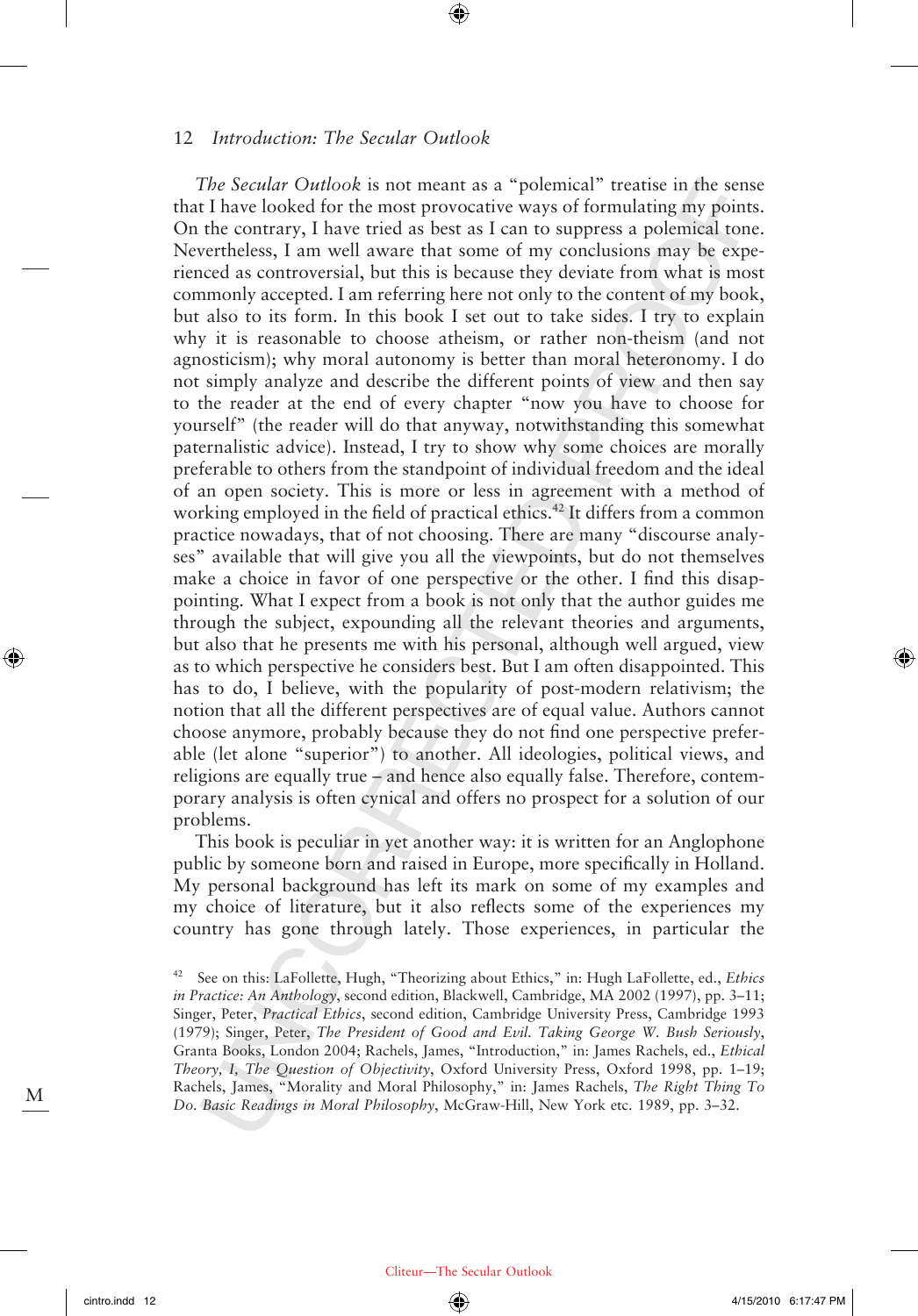*The Secular Outlook* is not meant as a "polemical" treatise in the sense that I have looked for the most provocative ways of formulating my points. On the contrary, I have tried as best as I can to suppress a polemical tone. Nevertheless, I am well aware that some of my conclusions may be experienced as controversial, but this is because they deviate from what is most commonly accepted. I am referring here not only to the content of my book, but also to its form. In this book I set out to take sides. I try to explain why it is reasonable to choose atheism, or rather non-theism (and not agnosticism); why moral autonomy is better than moral heteronomy. I do not simply analyze and describe the different points of view and then say to the reader at the end of every chapter "now you have to choose for yourself" (the reader will do that anyway, notwithstanding this somewhat paternalistic advice). Instead, I try to show why some choices are morally preferable to others from the standpoint of individual freedom and the ideal of an open society. This is more or less in agreement with a method of working employed in the field of practical ethics.[42] It differs from a common practice nowadays, that of not choosing. There are many "discourse analyses" available that will give you all the viewpoints, but do not themselves make a choice in favor of one perspective or the other. I find this disappointing. What I expect from a book is not only that the author guides me through the subject, expounding all the relevant theories and arguments, but also that he presents me with his personal, although well argued, view as to which perspective he considers best. But I am often disappointed. This has to do, I believe, with the popularity of post-modern relativism; the notion that all the different perspectives are of equal value. Authors cannot choose anymore, probably because they do not find one perspective preferable (let alone "superior") to another. All ideologies, political views, and religions are equally true – and hence also equally false. Therefore, contemporary analysis is often cynical and offers no prospect for a solution of our problems.

This book is peculiar in yet another way: it is written for an Anglophone public by someone born and raised in Europe, more specifically in Holland. My personal background has left its mark on some of my examples and my choice of literature, but it also reflects some of the experiences my country has gone through lately. Those experiences, in particular the

---

[42] See on this: LaFollette, Hugh, "Theorizing about Ethics," in: Hugh LaFollette, ed., *Ethics in Practice: An Anthology*, second edition, Blackwell, Cambridge, MA 2002 (1997), pp. 3–11; Singer, Peter, *Practical Ethics*, second edition, Cambridge University Press, Cambridge 1993 (1979); Singer, Peter, *The President of Good and Evil. Taking George W. Bush Seriously*, Granta Books, London 2004; Rachels, James, "Introduction," in: James Rachels, ed., *Ethical Theory, I, The Question of Objectivity*, Oxford University Press, Oxford 1998, pp. 1–19; Rachels, James, "Morality and Moral Philosophy," in: James Rachels, *The Right Thing To Do. Basic Readings in Moral Philosophy*, McGraw-Hill, New York etc. 1989, pp. 3–32.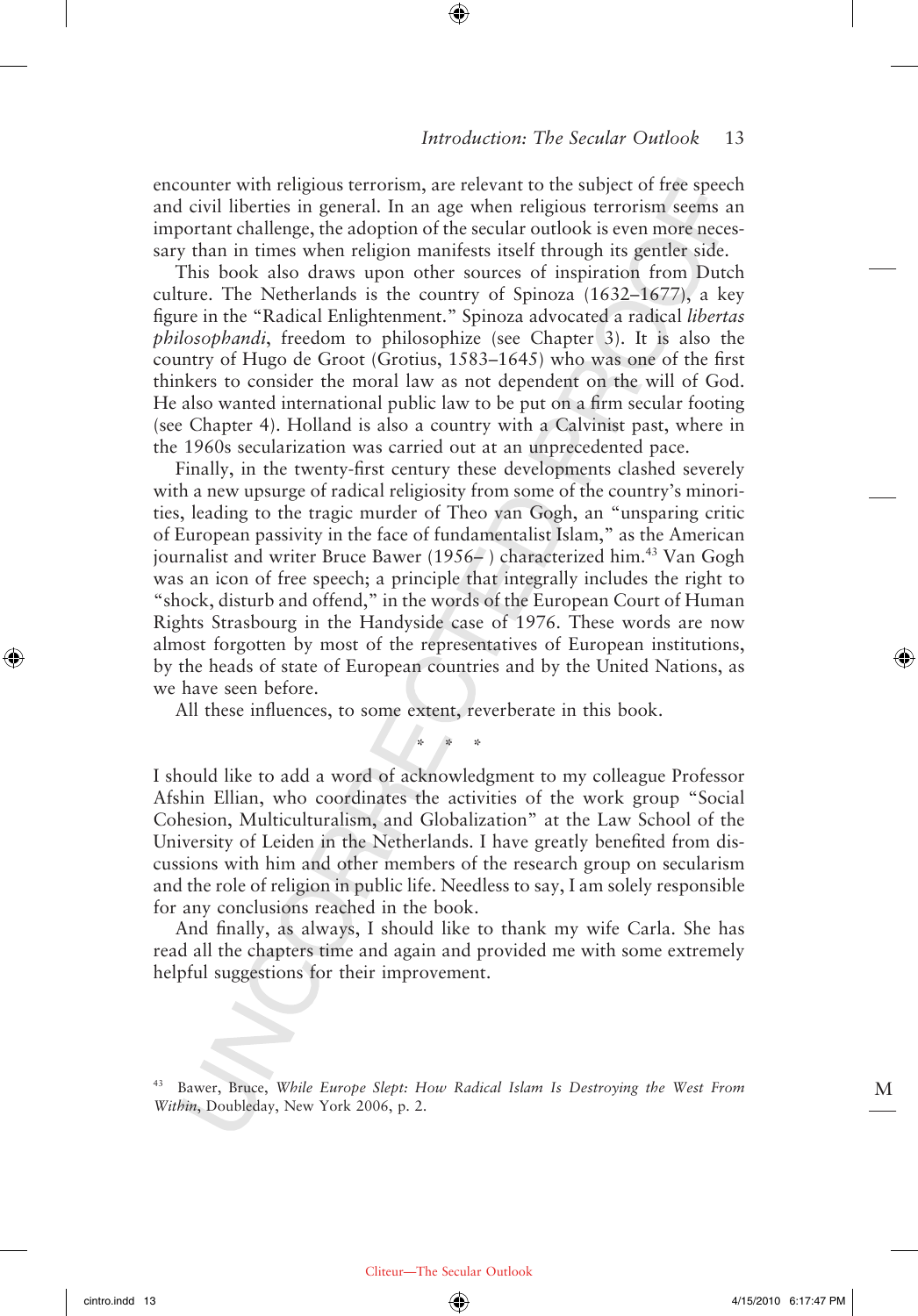encounter with religious terrorism, are relevant to the subject of free speech and civil liberties in general. In an age when religious terrorism seems an important challenge, the adoption of the secular outlook is even more necessary than in times when religion manifests itself through its gentler side.

This book also draws upon other sources of inspiration from Dutch culture. The Netherlands is the country of Spinoza (1632–1677), a key figure in the "Radical Enlightenment." Spinoza advocated a radical *libertas philosophandi*, freedom to philosophize (see Chapter 3). It is also the country of Hugo de Groot (Grotius, 1583–1645) who was one of the first thinkers to consider the moral law as not dependent on the will of God. He also wanted international public law to be put on a firm secular footing (see Chapter 4). Holland is also a country with a Calvinist past, where in the 1960s secularization was carried out at an unprecedented pace.

Finally, in the twenty-first century these developments clashed severely with a new upsurge of radical religiosity from some of the country's minorities, leading to the tragic murder of Theo van Gogh, an "unsparing critic of European passivity in the face of fundamentalist Islam," as the American journalist and writer Bruce Bawer (1956– ) characterized him.[43] Van Gogh was an icon of free speech; a principle that integrally includes the right to "shock, disturb and offend," in the words of the European Court of Human Rights Strasbourg in the Handyside case of 1976. These words are now almost forgotten by most of the representatives of European institutions, by the heads of state of European countries and by the United Nations, as we have seen before.

All these influences, to some extent, reverberate in this book.

\* \* \*

I should like to add a word of acknowledgment to my colleague Professor Afshin Ellian, who coordinates the activities of the work group "Social Cohesion, Multiculturalism, and Globalization" at the Law School of the University of Leiden in the Netherlands. I have greatly benefited from discussions with him and other members of the research group on secularism and the role of religion in public life. Needless to say, I am solely responsible for any conclusions reached in the book.

And finally, as always, I should like to thank my wife Carla. She has read all the chapters time and again and provided me with some extremely helpful suggestions for their improvement.

---

[43] Bawer, Bruce, *While Europe Slept: How Radical Islam Is Destroying the West From Within*, Doubleday, New York 2006, p. 2.